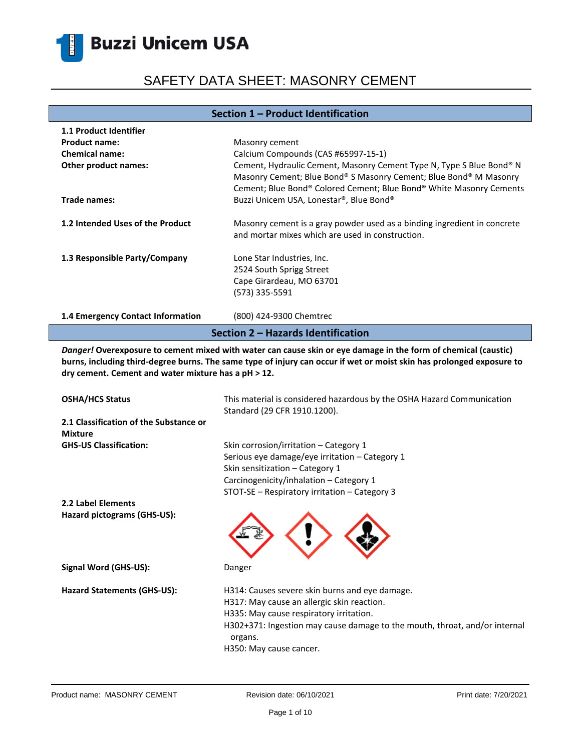Buzzi Unicem USA

# SAFETY DATA SHEET: MASONRY CEMENT

## Section 1 – Product Identification

**1.1 Product Identifier**

| | |
|---|---|
| **Product name:** | Masonry cement |
| **Chemical name:** | Calcium Compounds (CAS #65997-15-1) |
| **Other product names:** | Cement, Hydraulic Cement, Masonry Cement Type N, Type S Blue Bond® N Masonry Cement; Blue Bond® S Masonry Cement; Blue Bond® M Masonry Cement; Blue Bond® Colored Cement; Blue Bond® White Masonry Cements |
| **Trade names:** | Buzzi Unicem USA, Lonestar®, Blue Bond® |
| **1.2 Intended Uses of the Product** | Masonry cement is a gray powder used as a binding ingredient in concrete and mortar mixes which are used in construction. |
| **1.3 Responsible Party/Company** | Lone Star Industries, Inc.<br>2524 South Sprigg Street<br>Cape Girardeau, MO 63701<br>(573) 335-5591 |
| **1.4 Emergency Contact Information** | (800) 424-9300 Chemtrec |

## Section 2 – Hazards Identification

***Danger!* Overexposure to cement mixed with water can cause skin or eye damage in the form of chemical (caustic) burns, including third-degree burns. The same type of injury can occur if wet or moist skin has prolonged exposure to dry cement. Cement and water mixture has a pH > 12.**

**OSHA/HCS Status**

This material is considered hazardous by the OSHA Hazard Communication Standard (29 CFR 1910.1200).

**2.1 Classification of the Substance or Mixture**

**GHS-US Classification:**

Skin corrosion/irritation – Category 1
Serious eye damage/eye irritation – Category 1
Skin sensitization – Category 1
Carcinogenicity/inhalation – Category 1
STOT-SE – Respiratory irritation – Category 3

**2.2 Label Elements**

**Hazard pictograms (GHS-US):**

**Signal Word (GHS-US):** Danger

**Hazard Statements (GHS-US):**

H314: Causes severe skin burns and eye damage.
H317: May cause an allergic skin reaction.
H335: May cause respiratory irritation.
H302+371: Ingestion may cause damage to the mouth, throat, and/or internal organs.
H350: May cause cancer.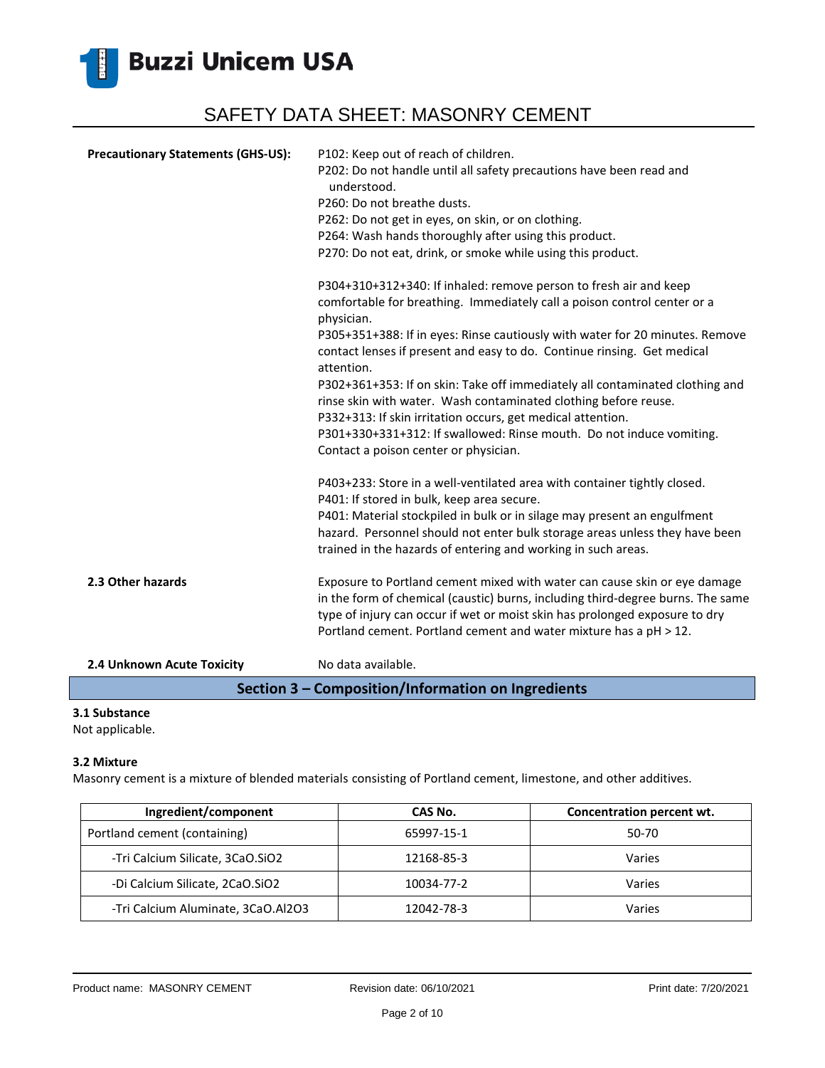**Precautionary Statements (GHS-US):**

P102: Keep out of reach of children.
P202: Do not handle until all safety precautions have been read and understood.
P260: Do not breathe dusts.
P262: Do not get in eyes, on skin, or on clothing.
P264: Wash hands thoroughly after using this product.
P270: Do not eat, drink, or smoke while using this product.

P304+310+312+340: If inhaled: remove person to fresh air and keep comfortable for breathing. Immediately call a poison control center or a physician.
P305+351+388: If in eyes: Rinse cautiously with water for 20 minutes. Remove contact lenses if present and easy to do. Continue rinsing. Get medical attention.
P302+361+353: If on skin: Take off immediately all contaminated clothing and rinse skin with water. Wash contaminated clothing before reuse.
P332+313: If skin irritation occurs, get medical attention.
P301+330+331+312: If swallowed: Rinse mouth. Do not induce vomiting. Contact a poison center or physician.

P403+233: Store in a well-ventilated area with container tightly closed.
P401: If stored in bulk, keep area secure.
P401: Material stockpiled in bulk or in silage may present an engulfment hazard. Personnel should not enter bulk storage areas unless they have been trained in the hazards of entering and working in such areas.

**2.3 Other hazards**

Exposure to Portland cement mixed with water can cause skin or eye damage in the form of chemical (caustic) burns, including third-degree burns. The same type of injury can occur if wet or moist skin has prolonged exposure to dry Portland cement. Portland cement and water mixture has a pH > 12.

**2.4 Unknown Acute Toxicity**

No data available.

## Section 3 – Composition/Information on Ingredients

**3.1 Substance**
Not applicable.

**3.2 Mixture**
Masonry cement is a mixture of blended materials consisting of Portland cement, limestone, and other additives.

| Ingredient/component | CAS No. | Concentration percent wt. |
|---|---|---|
| Portland cement (containing) | 65997-15-1 | 50-70 |
| -Tri Calcium Silicate, $3CaO.SiO_2$ | 12168-85-3 | Varies |
| -Di Calcium Silicate, $2CaO.SiO_2$ | 10034-77-2 | Varies |
| -Tri Calcium Aluminate, $3CaO.Al_2O_3$ | 12042-78-3 | Varies |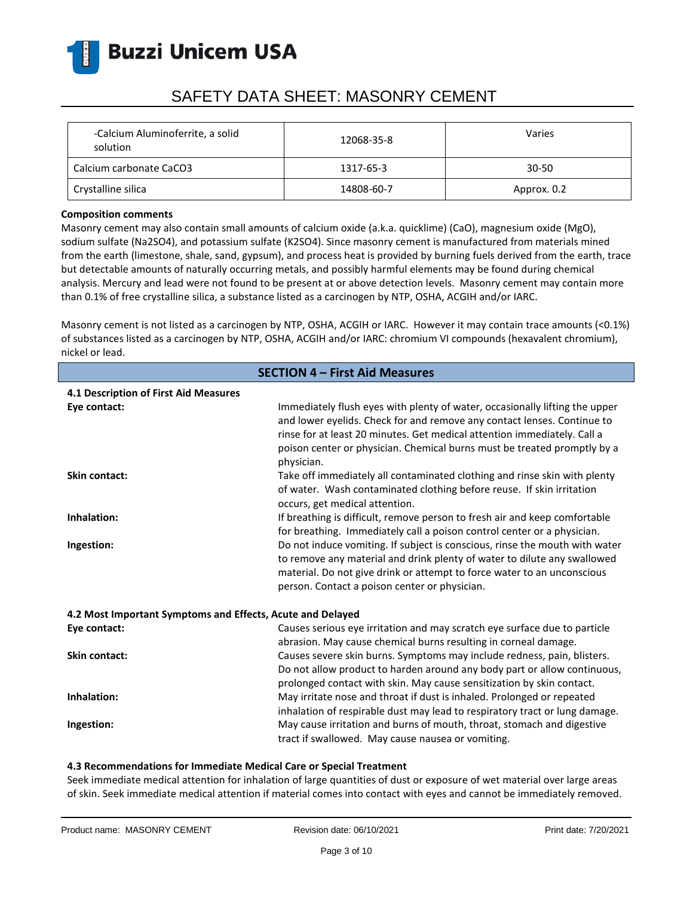| -Calcium Aluminoferrite, a solid solution | 12068-35-8 | Varies |
|---|---|---|
| Calcium carbonate $CaCO_3$ | 1317-65-3 | 30-50 |
| Crystalline silica | 14808-60-7 | Approx. 0.2 |

**Composition comments**

Masonry cement may also contain small amounts of calcium oxide (a.k.a. quicklime) (CaO), magnesium oxide (MgO), sodium sulfate ($Na_2SO_4$), and potassium sulfate ($K_2SO_4$). Since masonry cement is manufactured from materials mined from the earth (limestone, shale, sand, gypsum), and process heat is provided by burning fuels derived from the earth, trace but detectable amounts of naturally occurring metals, and possibly harmful elements may be found during chemical analysis. Mercury and lead were not found to be present at or above detection levels. Masonry cement may contain more than 0.1% of free crystalline silica, a substance listed as a carcinogen by NTP, OSHA, ACGIH and/or IARC.

Masonry cement is not listed as a carcinogen by NTP, OSHA, ACGIH or IARC. However it may contain trace amounts (<0.1%) of substances listed as a carcinogen by NTP, OSHA, ACGIH and/or IARC: chromium VI compounds (hexavalent chromium), nickel or lead.

## SECTION 4 – First Aid Measures

**4.1 Description of First Aid Measures**

**Eye contact:** Immediately flush eyes with plenty of water, occasionally lifting the upper and lower eyelids. Check for and remove any contact lenses. Continue to rinse for at least 20 minutes. Get medical attention immediately. Call a poison center or physician. Chemical burns must be treated promptly by a physician.

**Skin contact:** Take off immediately all contaminated clothing and rinse skin with plenty of water. Wash contaminated clothing before reuse. If skin irritation occurs, get medical attention.

**Inhalation:** If breathing is difficult, remove person to fresh air and keep comfortable for breathing. Immediately call a poison control center or a physician.

**Ingestion:** Do not induce vomiting. If subject is conscious, rinse the mouth with water to remove any material and drink plenty of water to dilute any swallowed material. Do not give drink or attempt to force water to an unconscious person. Contact a poison center or physician.

**4.2 Most Important Symptoms and Effects, Acute and Delayed**

**Eye contact:** Causes serious eye irritation and may scratch eye surface due to particle abrasion. May cause chemical burns resulting in corneal damage.

**Skin contact:** Causes severe skin burns. Symptoms may include redness, pain, blisters. Do not allow product to harden around any body part or allow continuous, prolonged contact with skin. May cause sensitization by skin contact.

**Inhalation:** May irritate nose and throat if dust is inhaled. Prolonged or repeated inhalation of respirable dust may lead to respiratory tract or lung damage.

**Ingestion:** May cause irritation and burns of mouth, throat, stomach and digestive tract if swallowed. May cause nausea or vomiting.

**4.3 Recommendations for Immediate Medical Care or Special Treatment**

Seek immediate medical attention for inhalation of large quantities of dust or exposure of wet material over large areas of skin. Seek immediate medical attention if material comes into contact with eyes and cannot be immediately removed.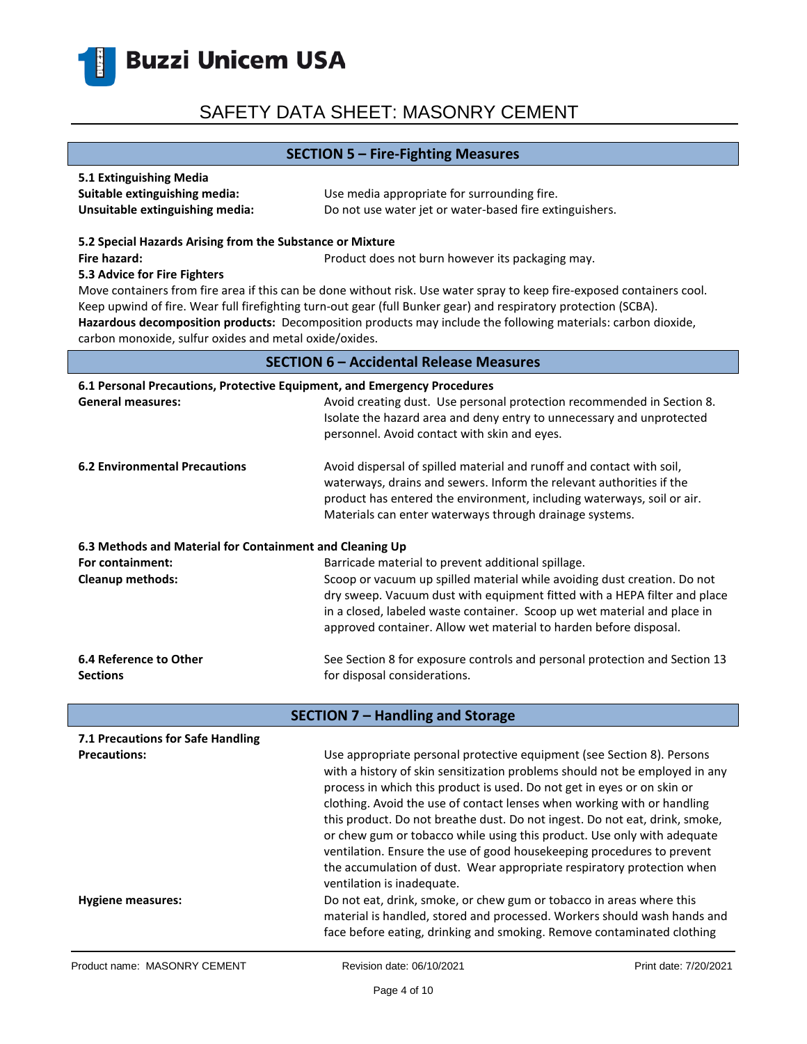## SECTION 5 – Fire-Fighting Measures

**5.1 Extinguishing Media**

**Suitable extinguishing media:** Use media appropriate for surrounding fire.

**Unsuitable extinguishing media:** Do not use water jet or water-based fire extinguishers.

**5.2 Special Hazards Arising from the Substance or Mixture**

**Fire hazard:** Product does not burn however its packaging may.

**5.3 Advice for Fire Fighters**

Move containers from fire area if this can be done without risk. Use water spray to keep fire-exposed containers cool. Keep upwind of fire. Wear full firefighting turn-out gear (full Bunker gear) and respiratory protection (SCBA).

**Hazardous decomposition products:** Decomposition products may include the following materials: carbon dioxide, carbon monoxide, sulfur oxides and metal oxide/oxides.

## SECTION 6 – Accidental Release Measures

**6.1 Personal Precautions, Protective Equipment, and Emergency Procedures**

**General measures:** Avoid creating dust. Use personal protection recommended in Section 8. Isolate the hazard area and deny entry to unnecessary and unprotected personnel. Avoid contact with skin and eyes.

**6.2 Environmental Precautions** Avoid dispersal of spilled material and runoff and contact with soil, waterways, drains and sewers. Inform the relevant authorities if the product has entered the environment, including waterways, soil or air. Materials can enter waterways through drainage systems.

**6.3 Methods and Material for Containment and Cleaning Up**

**For containment:** Barricade material to prevent additional spillage.

**Cleanup methods:** Scoop or vacuum up spilled material while avoiding dust creation. Do not dry sweep. Vacuum dust with equipment fitted with a HEPA filter and place in a closed, labeled waste container. Scoop up wet material and place in approved container. Allow wet material to harden before disposal.

**6.4 Reference to Other Sections** See Section 8 for exposure controls and personal protection and Section 13 for disposal considerations.

## SECTION 7 – Handling and Storage

**7.1 Precautions for Safe Handling**

**Precautions:** Use appropriate personal protective equipment (see Section 8). Persons with a history of skin sensitization problems should not be employed in any process in which this product is used. Do not get in eyes or on skin or clothing. Avoid the use of contact lenses when working with or handling this product. Do not breathe dust. Do not ingest. Do not eat, drink, smoke, or chew gum or tobacco while using this product. Use only with adequate ventilation. Ensure the use of good housekeeping procedures to prevent the accumulation of dust. Wear appropriate respiratory protection when ventilation is inadequate.

**Hygiene measures:** Do not eat, drink, smoke, or chew gum or tobacco in areas where this material is handled, stored and processed. Workers should wash hands and face before eating, drinking and smoking. Remove contaminated clothing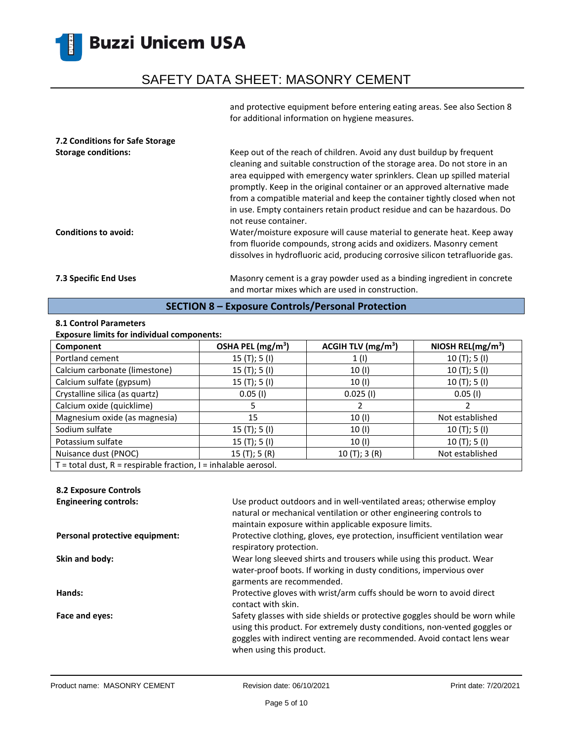and protective equipment before entering eating areas. See also Section 8 for additional information on hygiene measures.

**7.2 Conditions for Safe Storage**

**Storage conditions:** Keep out of the reach of children. Avoid any dust buildup by frequent cleaning and suitable construction of the storage area. Do not store in an area equipped with emergency water sprinklers. Clean up spilled material promptly. Keep in the original container or an approved alternative made from a compatible material and keep the container tightly closed when not in use. Empty containers retain product residue and can be hazardous. Do not reuse container.

**Conditions to avoid:** Water/moisture exposure will cause material to generate heat. Keep away from fluoride compounds, strong acids and oxidizers. Masonry cement dissolves in hydrofluoric acid, producing corrosive silicon tetrafluoride gas.

**7.3 Specific End Uses** Masonry cement is a gray powder used as a binding ingredient in concrete and mortar mixes which are used in construction.

## SECTION 8 – Exposure Controls/Personal Protection

**8.1 Control Parameters**

**Exposure limits for individual components:**

| Component | OSHA PEL ($mg/m^3$) | ACGIH TLV ($mg/m^3$) | NIOSH REL($mg/m^3$) |
|---|---|---|---|
| Portland cement | 15 (T); 5 (I) | 1 (I) | 10 (T); 5 (I) |
| Calcium carbonate (limestone) | 15 (T); 5 (I) | 10 (I) | 10 (T); 5 (I) |
| Calcium sulfate (gypsum) | 15 (T); 5 (I) | 10 (I) | 10 (T); 5 (I) |
| Crystalline silica (as quartz) | 0.05 (I) | 0.025 (I) | 0.05 (I) |
| Calcium oxide (quicklime) | 5 | 2 | 2 |
| Magnesium oxide (as magnesia) | 15 | 10 (I) | Not established |
| Sodium sulfate | 15 (T); 5 (I) | 10 (I) | 10 (T); 5 (I) |
| Potassium sulfate | 15 (T); 5 (I) | 10 (I) | 10 (T); 5 (I) |
| Nuisance dust (PNOC) | 15 (T); 5 (R) | 10 (T); 3 (R) | Not established |
| T = total dust, R = respirable fraction, I = inhalable aerosol. | | | |

**8.2 Exposure Controls**

**Engineering controls:** Use product outdoors and in well-ventilated areas; otherwise employ natural or mechanical ventilation or other engineering controls to maintain exposure within applicable exposure limits.

**Personal protective equipment:** Protective clothing, gloves, eye protection, insufficient ventilation wear respiratory protection.

**Skin and body:** Wear long sleeved shirts and trousers while using this product. Wear water-proof boots. If working in dusty conditions, impervious over garments are recommended.

**Hands:** Protective gloves with wrist/arm cuffs should be worn to avoid direct contact with skin.

**Face and eyes:** Safety glasses with side shields or protective goggles should be worn while using this product. For extremely dusty conditions, non-vented goggles or goggles with indirect venting are recommended. Avoid contact lens wear when using this product.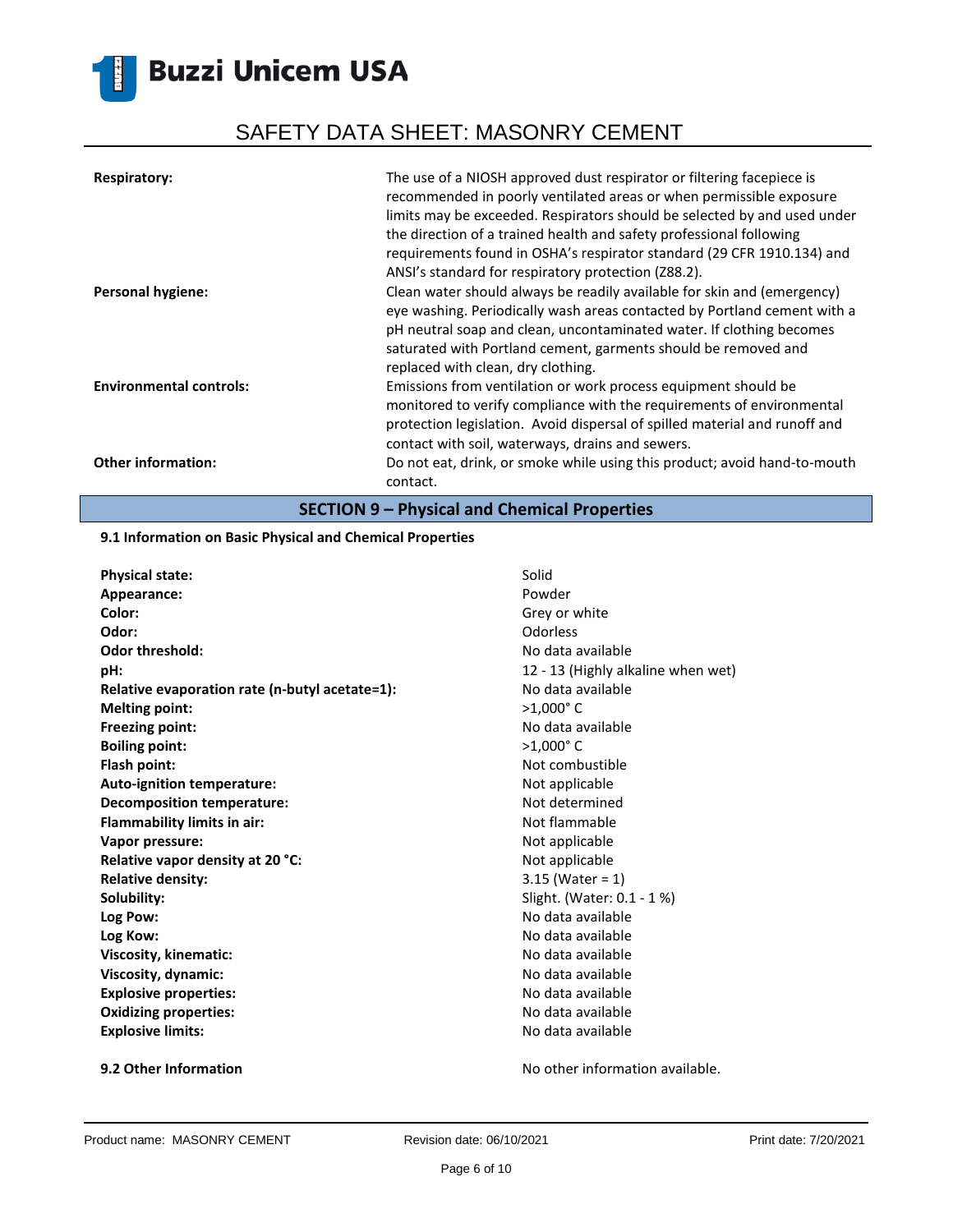| | |
|---|---|
| **Respiratory:** | The use of a NIOSH approved dust respirator or filtering facepiece is recommended in poorly ventilated areas or when permissible exposure limits may be exceeded. Respirators should be selected by and used under the direction of a trained health and safety professional following requirements found in OSHA's respirator standard (29 CFR 1910.134) and ANSI's standard for respiratory protection (Z88.2). |
| **Personal hygiene:** | Clean water should always be readily available for skin and (emergency) eye washing. Periodically wash areas contacted by Portland cement with a pH neutral soap and clean, uncontaminated water. If clothing becomes saturated with Portland cement, garments should be removed and replaced with clean, dry clothing. |
| **Environmental controls:** | Emissions from ventilation or work process equipment should be monitored to verify compliance with the requirements of environmental protection legislation. Avoid dispersal of spilled material and runoff and contact with soil, waterways, drains and sewers. |
| **Other information:** | Do not eat, drink, or smoke while using this product; avoid hand-to-mouth contact. |

## SECTION 9 – Physical and Chemical Properties

**9.1 Information on Basic Physical and Chemical Properties**

| | |
|---|---|
| **Physical state:** | Solid |
| **Appearance:** | Powder |
| **Color:** | Grey or white |
| **Odor:** | Odorless |
| **Odor threshold:** | No data available |
| **pH:** | 12 - 13 (Highly alkaline when wet) |
| **Relative evaporation rate (n-butyl acetate=1):** | No data available |
| **Melting point:** | >1,000° C |
| **Freezing point:** | No data available |
| **Boiling point:** | >1,000° C |
| **Flash point:** | Not combustible |
| **Auto-ignition temperature:** | Not applicable |
| **Decomposition temperature:** | Not determined |
| **Flammability limits in air:** | Not flammable |
| **Vapor pressure:** | Not applicable |
| **Relative vapor density at 20 °C:** | Not applicable |
| **Relative density:** | 3.15 (Water = 1) |
| **Solubility:** | Slight. (Water: 0.1 - 1 %) |
| **Log Pow:** | No data available |
| **Log Kow:** | No data available |
| **Viscosity, kinematic:** | No data available |
| **Viscosity, dynamic:** | No data available |
| **Explosive properties:** | No data available |
| **Oxidizing properties:** | No data available |
| **Explosive limits:** | No data available |

**9.2 Other Information** No other information available.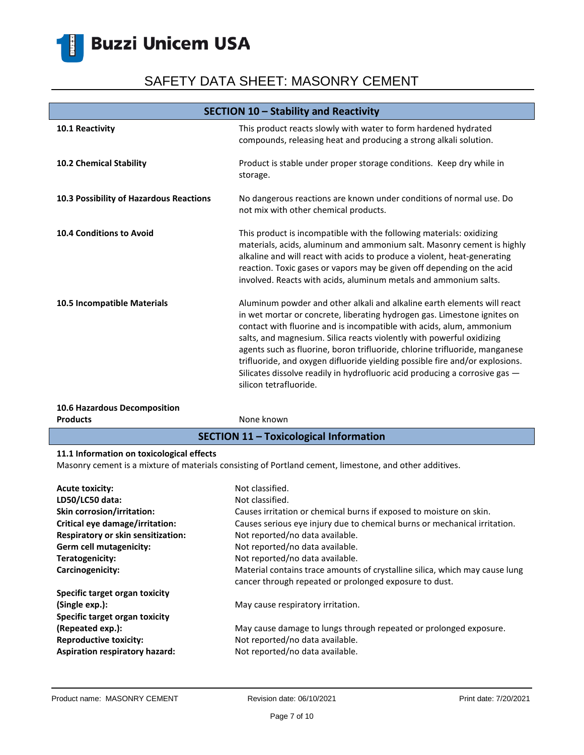## SECTION 10 – Stability and Reactivity

| | |
|---|---|
| **10.1 Reactivity** | This product reacts slowly with water to form hardened hydrated compounds, releasing heat and producing a strong alkali solution. |
| **10.2 Chemical Stability** | Product is stable under proper storage conditions. Keep dry while in storage. |
| **10.3 Possibility of Hazardous Reactions** | No dangerous reactions are known under conditions of normal use. Do not mix with other chemical products. |
| **10.4 Conditions to Avoid** | This product is incompatible with the following materials: oxidizing materials, acids, aluminum and ammonium salt. Masonry cement is highly alkaline and will react with acids to produce a violent, heat-generating reaction. Toxic gases or vapors may be given off depending on the acid involved. Reacts with acids, aluminum metals and ammonium salts. |
| **10.5 Incompatible Materials** | Aluminum powder and other alkali and alkaline earth elements will react in wet mortar or concrete, liberating hydrogen gas. Limestone ignites on contact with fluorine and is incompatible with acids, alum, ammonium salts, and magnesium. Silica reacts violently with powerful oxidizing agents such as fluorine, boron trifluoride, chlorine trifluoride, manganese trifluoride, and oxygen difluoride yielding possible fire and/or explosions. Silicates dissolve readily in hydrofluoric acid producing a corrosive gas — silicon tetrafluoride. |
| **10.6 Hazardous Decomposition Products** | None known |

## SECTION 11 – Toxicological Information

**11.1 Information on toxicological effects**

Masonry cement is a mixture of materials consisting of Portland cement, limestone, and other additives.

| | |
|---|---|
| **Acute toxicity:** | Not classified. |
| **LD50/LC50 data:** | Not classified. |
| **Skin corrosion/irritation:** | Causes irritation or chemical burns if exposed to moisture on skin. |
| **Critical eye damage/irritation:** | Causes serious eye injury due to chemical burns or mechanical irritation. |
| **Respiratory or skin sensitization:** | Not reported/no data available. |
| **Germ cell mutagenicity:** | Not reported/no data available. |
| **Teratogenicity:** | Not reported/no data available. |
| **Carcinogenicity:** | Material contains trace amounts of crystalline silica, which may cause lung cancer through repeated or prolonged exposure to dust. |
| **Specific target organ toxicity (Single exp.):** | May cause respiratory irritation. |
| **Specific target organ toxicity (Repeated exp.):** | May cause damage to lungs through repeated or prolonged exposure. |
| **Reproductive toxicity:** | Not reported/no data available. |
| **Aspiration respiratory hazard:** | Not reported/no data available. |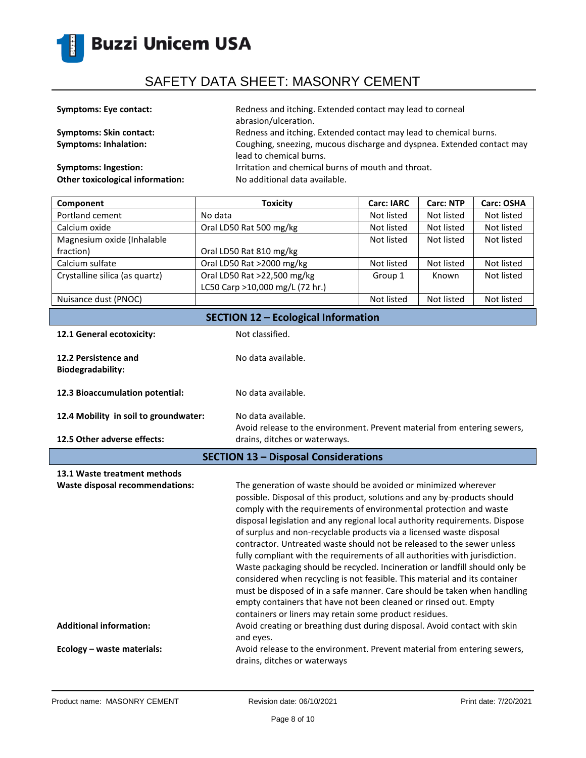**Symptoms: Eye contact:** Redness and itching. Extended contact may lead to corneal abrasion/ulceration.

**Symptoms: Skin contact:** Redness and itching. Extended contact may lead to chemical burns.

**Symptoms: Inhalation:** Coughing, sneezing, mucous discharge and dyspnea. Extended contact may lead to chemical burns.

**Symptoms: Ingestion:** Irritation and chemical burns of mouth and throat.

**Other toxicological information:** No additional data available.

| Component | Toxicity | Carc: IARC | Carc: NTP | Carc: OSHA |
|---|---|---|---|---|
| Portland cement | No data | Not listed | Not listed | Not listed |
| Calcium oxide | Oral LD50 Rat 500 mg/kg | Not listed | Not listed | Not listed |
| Magnesium oxide (Inhalable fraction) | Oral LD50 Rat 810 mg/kg | Not listed | Not listed | Not listed |
| Calcium sulfate | Oral LD50 Rat >2000 mg/kg | Not listed | Not listed | Not listed |
| Crystalline silica (as quartz) | Oral LD50 Rat >22,500 mg/kg<br>LC50 Carp >10,000 mg/L (72 hr.) | Group 1 | Known | Not listed |
| Nuisance dust (PNOC) | | Not listed | Not listed | Not listed |

## SECTION 12 – Ecological Information

**12.1 General ecotoxicity:** Not classified.

**12.2 Persistence and Biodegradability:** No data available.

**12.3 Bioaccumulation potential:** No data available.

**12.4 Mobility in soil to groundwater:** No data available.

**12.5 Other adverse effects:** Avoid release to the environment. Prevent material from entering sewers, drains, ditches or waterways.

## SECTION 13 – Disposal Considerations

**13.1 Waste treatment methods**

**Waste disposal recommendations:** The generation of waste should be avoided or minimized wherever possible. Disposal of this product, solutions and any by-products should comply with the requirements of environmental protection and waste disposal legislation and any regional local authority requirements. Dispose of surplus and non-recyclable products via a licensed waste disposal contractor. Untreated waste should not be released to the sewer unless fully compliant with the requirements of all authorities with jurisdiction. Waste packaging should be recycled. Incineration or landfill should only be considered when recycling is not feasible. This material and its container must be disposed of in a safe manner. Care should be taken when handling empty containers that have not been cleaned or rinsed out. Empty containers or liners may retain some product residues.

**Additional information:** Avoid creating or breathing dust during disposal. Avoid contact with skin and eyes.

**Ecology – waste materials:** Avoid release to the environment. Prevent material from entering sewers, drains, ditches or waterways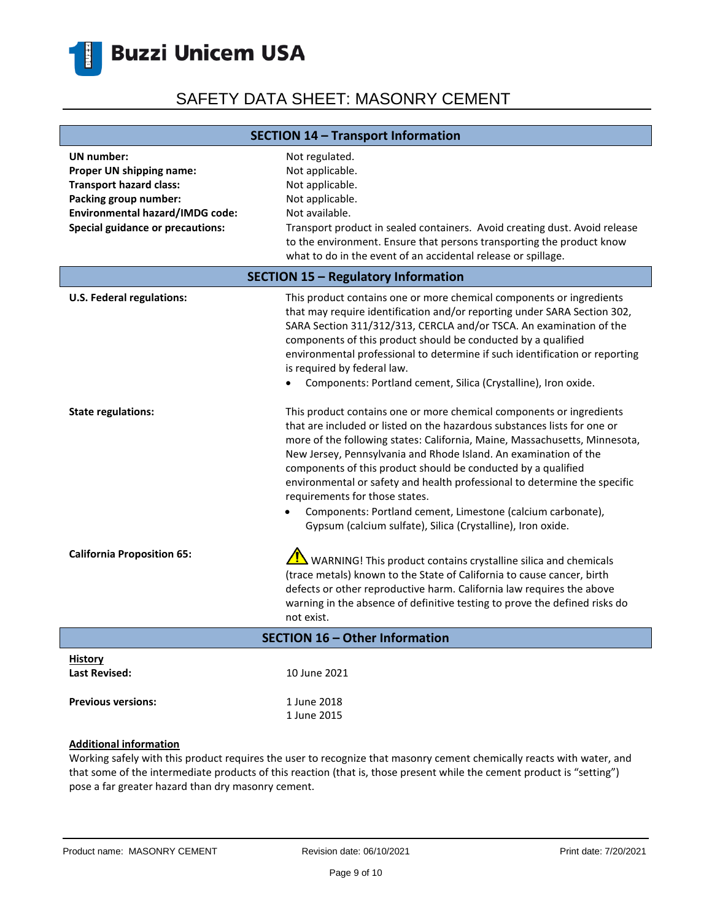## SECTION 14 – Transport Information

**UN number:** Not regulated.

**Proper UN shipping name:** Not applicable.

**Transport hazard class:** Not applicable.

**Packing group number:** Not applicable.

**Environmental hazard/IMDG code:** Not available.

**Special guidance or precautions:** Transport product in sealed containers. Avoid creating dust. Avoid release to the environment. Ensure that persons transporting the product know what to do in the event of an accidental release or spillage.

## SECTION 15 – Regulatory Information

**U.S. Federal regulations:** This product contains one or more chemical components or ingredients that may require identification and/or reporting under SARA Section 302, SARA Section 311/312/313, CERCLA and/or TSCA. An examination of the components of this product should be conducted by a qualified environmental professional to determine if such identification or reporting is required by federal law.

- Components: Portland cement, Silica (Crystalline), Iron oxide.

**State regulations:** This product contains one or more chemical components or ingredients that are included or listed on the hazardous substances lists for one or more of the following states: California, Maine, Massachusetts, Minnesota, New Jersey, Pennsylvania and Rhode Island. An examination of the components of this product should be conducted by a qualified environmental or safety and health professional to determine the specific requirements for those states.

- Components: Portland cement, Limestone (calcium carbonate), Gypsum (calcium sulfate), Silica (Crystalline), Iron oxide.

**California Proposition 65:** ⚠ WARNING! This product contains crystalline silica and chemicals (trace metals) known to the State of California to cause cancer, birth defects or other reproductive harm. California law requires the above warning in the absence of definitive testing to prove the defined risks do not exist.

## SECTION 16 – Other Information

**History**

**Last Revised:** 10 June 2021

**Previous versions:** 1 June 2018
1 June 2015

**Additional information**

Working safely with this product requires the user to recognize that masonry cement chemically reacts with water, and that some of the intermediate products of this reaction (that is, those present while the cement product is "setting") pose a far greater hazard than dry masonry cement.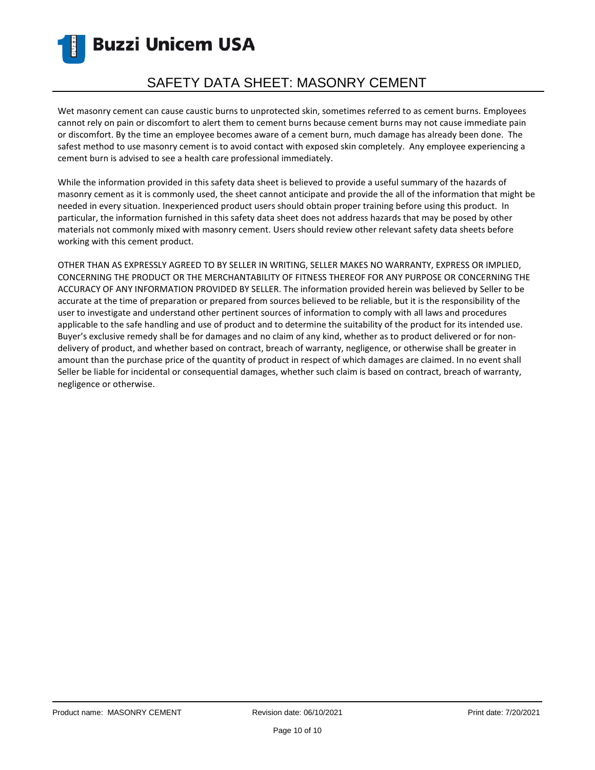Wet masonry cement can cause caustic burns to unprotected skin, sometimes referred to as cement burns. Employees cannot rely on pain or discomfort to alert them to cement burns because cement burns may not cause immediate pain or discomfort. By the time an employee becomes aware of a cement burn, much damage has already been done. The safest method to use masonry cement is to avoid contact with exposed skin completely. Any employee experiencing a cement burn is advised to see a health care professional immediately.

While the information provided in this safety data sheet is believed to provide a useful summary of the hazards of masonry cement as it is commonly used, the sheet cannot anticipate and provide the all of the information that might be needed in every situation. Inexperienced product users should obtain proper training before using this product. In particular, the information furnished in this safety data sheet does not address hazards that may be posed by other materials not commonly mixed with masonry cement. Users should review other relevant safety data sheets before working with this cement product.

OTHER THAN AS EXPRESSLY AGREED TO BY SELLER IN WRITING, SELLER MAKES NO WARRANTY, EXPRESS OR IMPLIED, CONCERNING THE PRODUCT OR THE MERCHANTABILITY OF FITNESS THEREOF FOR ANY PURPOSE OR CONCERNING THE ACCURACY OF ANY INFORMATION PROVIDED BY SELLER. The information provided herein was believed by Seller to be accurate at the time of preparation or prepared from sources believed to be reliable, but it is the responsibility of the user to investigate and understand other pertinent sources of information to comply with all laws and procedures applicable to the safe handling and use of product and to determine the suitability of the product for its intended use. Buyer's exclusive remedy shall be for damages and no claim of any kind, whether as to product delivered or for non-delivery of product, and whether based on contract, breach of warranty, negligence, or otherwise shall be greater in amount than the purchase price of the quantity of product in respect of which damages are claimed. In no event shall Seller be liable for incidental or consequential damages, whether such claim is based on contract, breach of warranty, negligence or otherwise.